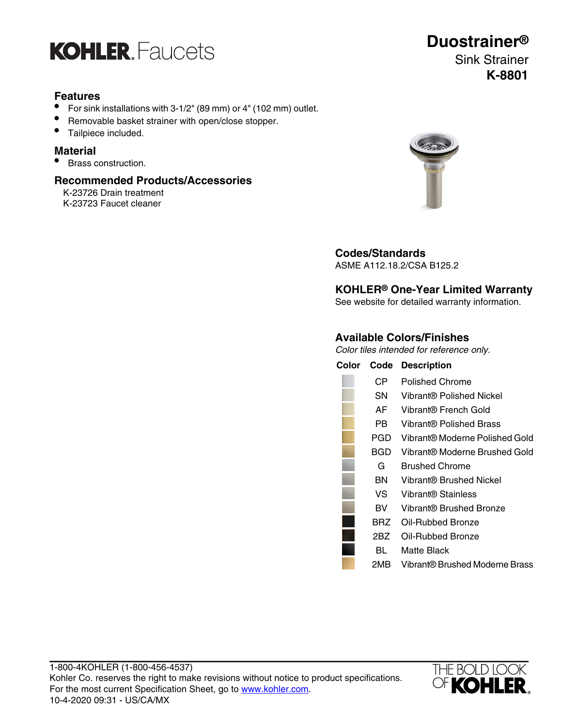# KOHLER. Faucets

# Duostrainer®

Sink Strainer

**K-8801**

## Features

- For sink installations with 3-1/2" (89 mm) or 4" (102 mm) outlet.
- Removable basket strainer with open/close stopper.
- Tailpiece included.

## Material

- Brass construction.

## Recommended Products/Accessories

K-23726 Drain treatment
K-23723 Faucet cleaner

## Codes/Standards

ASME A112.18.2/CSA B125.2

## KOHLER® One-Year Limited Warranty

See website for detailed warranty information.

## Available Colors/Finishes

*Color tiles intended for reference only.*

| Color | Code | Description |
|---|---|---|
| | CP | Polished Chrome |
| | SN | Vibrant® Polished Nickel |
| | AF | Vibrant® French Gold |
| | PB | Vibrant® Polished Brass |
| | PGD | Vibrant® Moderne Polished Gold |
| | BGD | Vibrant® Moderne Brushed Gold |
| | G | Brushed Chrome |
| | BN | Vibrant® Brushed Nickel |
| | VS | Vibrant® Stainless |
| | BV | Vibrant® Brushed Bronze |
| | BRZ | Oil-Rubbed Bronze |
| | 2BZ | Oil-Rubbed Bronze |
| | BL | Matte Black |
| | 2MB | Vibrant® Brushed Moderne Brass |

1-800-4KOHLER (1-800-456-4537)
Kohler Co. reserves the right to make revisions without notice to product specifications.
For the most current Specification Sheet, go to www.kohler.com.
10-4-2020 09:31 - US/CA/MX

THE BOLD LOOK OF KOHLER.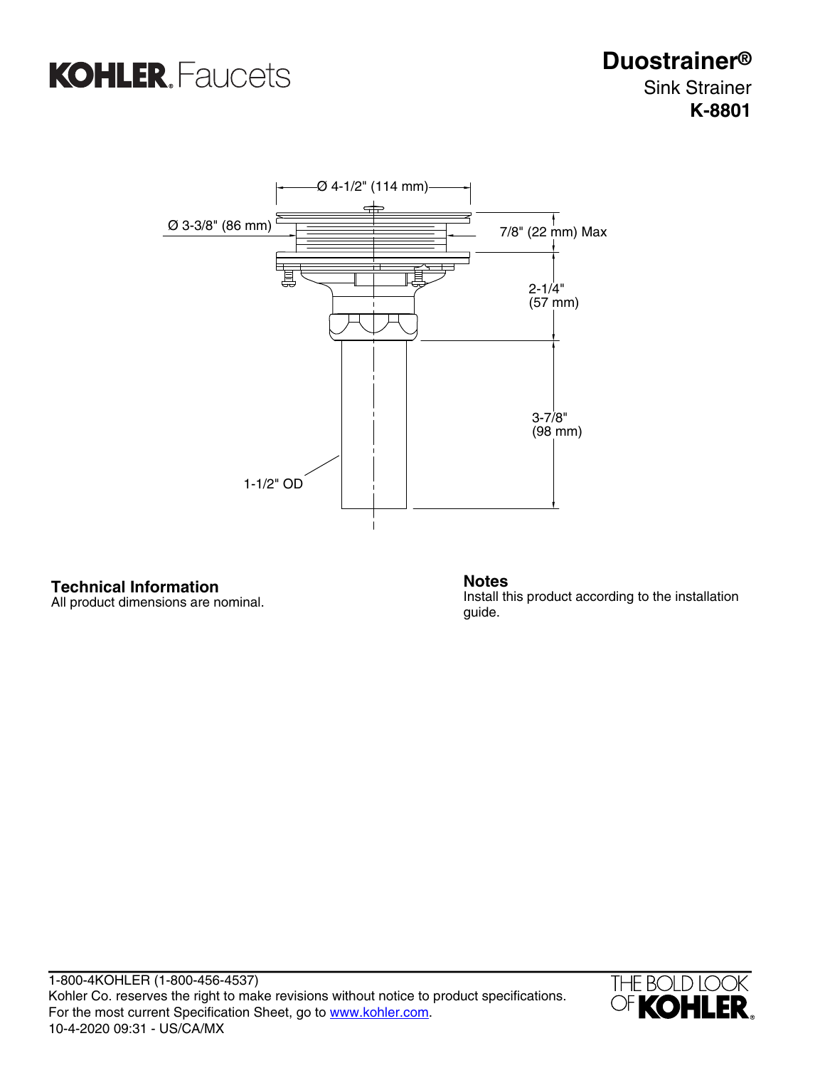# KOHLER Faucets

## Duostrainer®

Sink Strainer

**K-8801**

Ø 4-1/2" (114 mm)

Ø 3-3/8" (86 mm)

7/8" (22 mm) Max

2-1/4"
(57 mm)

3-7/8"
(98 mm)

1-1/2" OD

### Technical Information

All product dimensions are nominal.

### Notes

Install this product according to the installation guide.

1-800-4KOHLER (1-800-456-4537)
Kohler Co. reserves the right to make revisions without notice to product specifications.
For the most current Specification Sheet, go to www.kohler.com.
10-4-2020 09:31 - US/CA/MX

THE BOLD LOOK OF KOHLER.